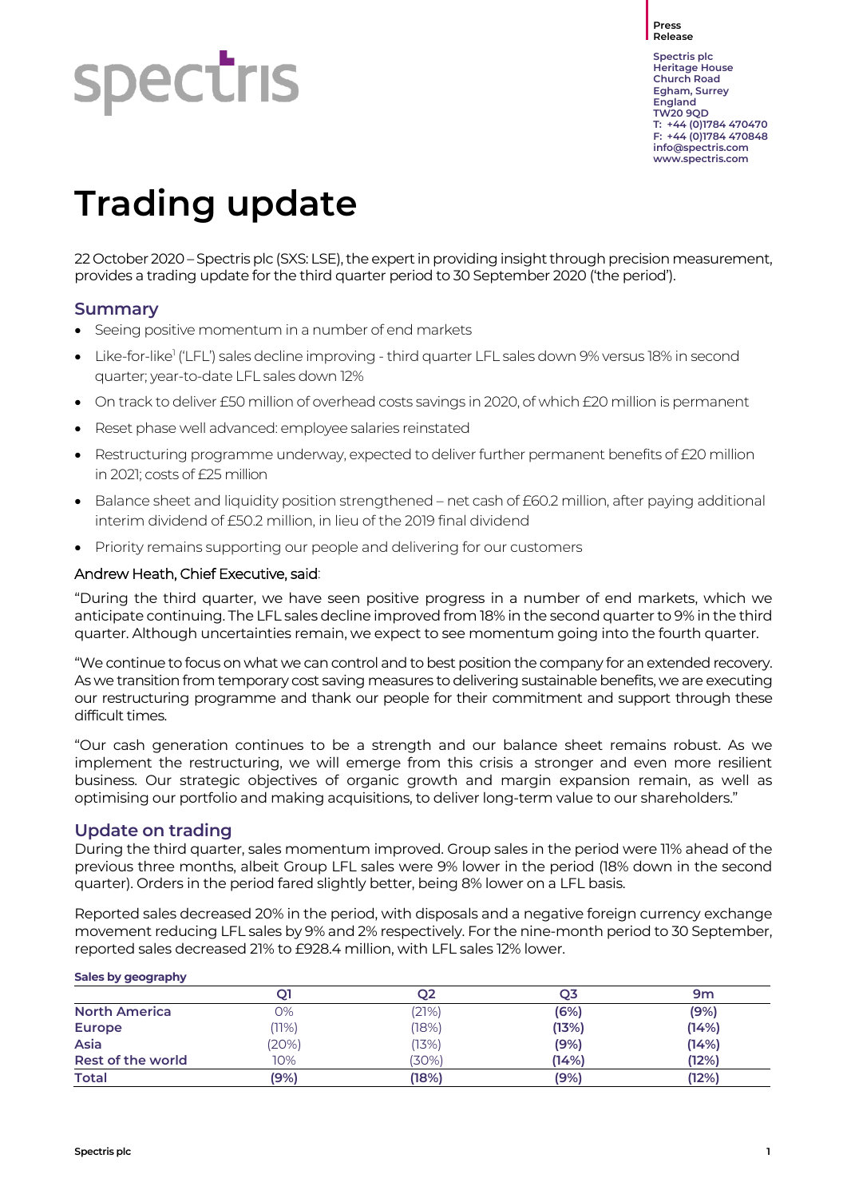Press Release

Spectris plc
Heritage House
Church Road
Egham, Surrey
England
TW20 9QD
T: +44 (0)1784 470470
F: +44 (0)1784 470848
info@spectris.com
www.spectris.com

# Trading update

22 October 2020 – Spectris plc (SXS: LSE), the expert in providing insight through precision measurement, provides a trading update for the third quarter period to 30 September 2020 ('the period').

## Summary

- Seeing positive momentum in a number of end markets
- Like-for-like[1] ('LFL') sales decline improving - third quarter LFL sales down 9% versus 18% in second quarter; year-to-date LFL sales down 12%
- On track to deliver £50 million of overhead costs savings in 2020, of which £20 million is permanent
- Reset phase well advanced: employee salaries reinstated
- Restructuring programme underway, expected to deliver further permanent benefits of £20 million in 2021; costs of £25 million
- Balance sheet and liquidity position strengthened – net cash of £60.2 million, after paying additional interim dividend of £50.2 million, in lieu of the 2019 final dividend
- Priority remains supporting our people and delivering for our customers

Andrew Heath, Chief Executive, said:

"During the third quarter, we have seen positive progress in a number of end markets, which we anticipate continuing. The LFL sales decline improved from 18% in the second quarter to 9% in the third quarter. Although uncertainties remain, we expect to see momentum going into the fourth quarter.

"We continue to focus on what we can control and to best position the company for an extended recovery. As we transition from temporary cost saving measures to delivering sustainable benefits, we are executing our restructuring programme and thank our people for their commitment and support through these difficult times.

"Our cash generation continues to be a strength and our balance sheet remains robust. As we implement the restructuring, we will emerge from this crisis a stronger and even more resilient business. Our strategic objectives of organic growth and margin expansion remain, as well as optimising our portfolio and making acquisitions, to deliver long-term value to our shareholders."

## Update on trading

During the third quarter, sales momentum improved. Group sales in the period were 11% ahead of the previous three months, albeit Group LFL sales were 9% lower in the period (18% down in the second quarter). Orders in the period fared slightly better, being 8% lower on a LFL basis.

Reported sales decreased 20% in the period, with disposals and a negative foreign currency exchange movement reducing LFL sales by 9% and 2% respectively. For the nine-month period to 30 September, reported sales decreased 21% to £928.4 million, with LFL sales 12% lower.

**Sales by geography**

| | Q1 | Q2 | Q3 | 9m |
|---|---|---|---|---|
| **North America** | 0% | (21%) | **(6%)** | **(9%)** |
| **Europe** | (11%) | (18%) | **(13%)** | **(14%)** |
| **Asia** | (20%) | (13%) | **(9%)** | **(14%)** |
| **Rest of the world** | 10% | (30%) | **(14%)** | **(12%)** |
| **Total** | **(9%)** | **(18%)** | **(9%)** | **(12%)** |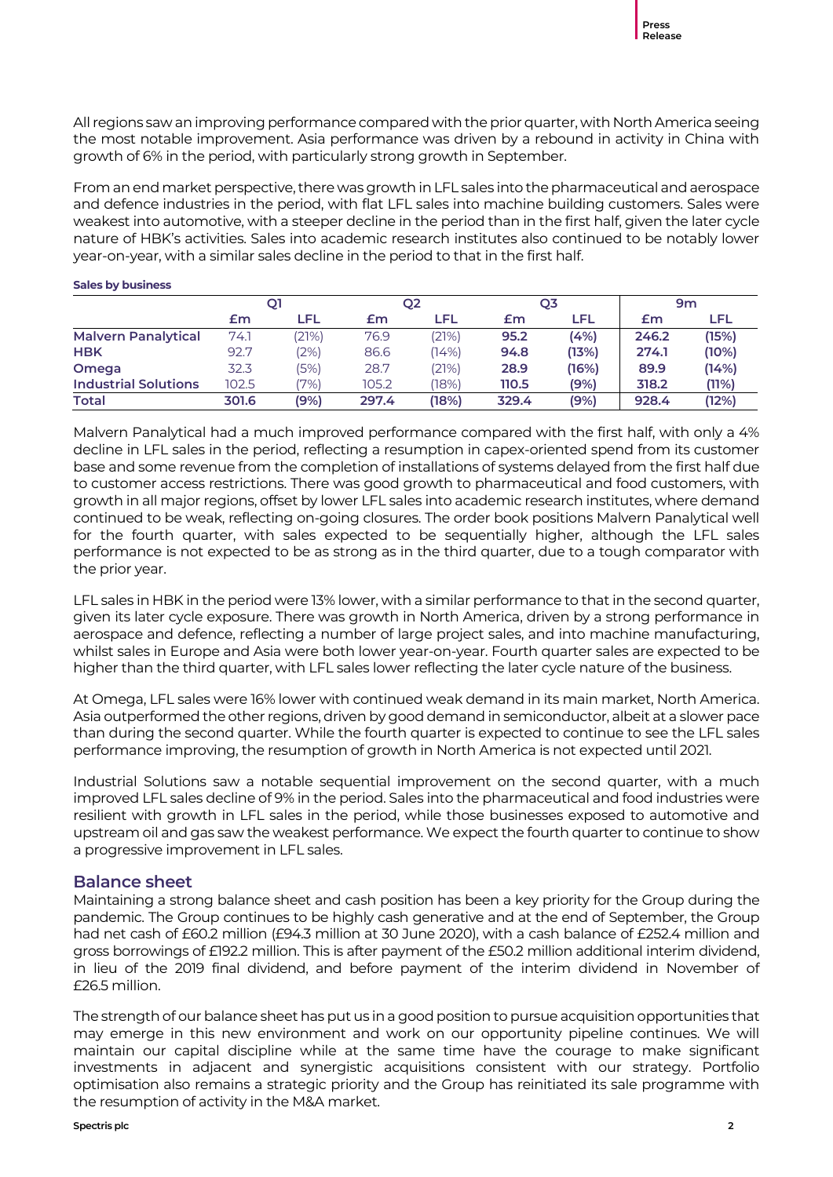All regions saw an improving performance compared with the prior quarter, with North America seeing the most notable improvement. Asia performance was driven by a rebound in activity in China with growth of 6% in the period, with particularly strong growth in September.

From an end market perspective, there was growth in LFL sales into the pharmaceutical and aerospace and defence industries in the period, with flat LFL sales into machine building customers. Sales were weakest into automotive, with a steeper decline in the period than in the first half, given the later cycle nature of HBK's activities. Sales into academic research institutes also continued to be notably lower year-on-year, with a similar sales decline in the period to that in the first half.

**Sales by business**

| | Q1 | | Q2 | | Q3 | | 9m | |
|---|---|---|---|---|---|---|---|---|
| | £m | LFL | £m | LFL | £m | LFL | £m | LFL |
| **Malvern Panalytical** | 74.1 | (21%) | 76.9 | (21%) | **95.2** | **(4%)** | **246.2** | **(15%)** |
| **HBK** | 92.7 | (2%) | 86.6 | (14%) | **94.8** | **(13%)** | **274.1** | **(10%)** |
| **Omega** | 32.3 | (5%) | 28.7 | (21%) | **28.9** | **(16%)** | **89.9** | **(14%)** |
| **Industrial Solutions** | 102.5 | (7%) | 105.2 | (18%) | **110.5** | **(9%)** | **318.2** | **(11%)** |
| **Total** | **301.6** | **(9%)** | **297.4** | **(18%)** | **329.4** | **(9%)** | **928.4** | **(12%)** |

Malvern Panalytical had a much improved performance compared with the first half, with only a 4% decline in LFL sales in the period, reflecting a resumption in capex-oriented spend from its customer base and some revenue from the completion of installations of systems delayed from the first half due to customer access restrictions. There was good growth to pharmaceutical and food customers, with growth in all major regions, offset by lower LFL sales into academic research institutes, where demand continued to be weak, reflecting on-going closures. The order book positions Malvern Panalytical well for the fourth quarter, with sales expected to be sequentially higher, although the LFL sales performance is not expected to be as strong as in the third quarter, due to a tough comparator with the prior year.

LFL sales in HBK in the period were 13% lower, with a similar performance to that in the second quarter, given its later cycle exposure. There was growth in North America, driven by a strong performance in aerospace and defence, reflecting a number of large project sales, and into machine manufacturing, whilst sales in Europe and Asia were both lower year-on-year. Fourth quarter sales are expected to be higher than the third quarter, with LFL sales lower reflecting the later cycle nature of the business.

At Omega, LFL sales were 16% lower with continued weak demand in its main market, North America. Asia outperformed the other regions, driven by good demand in semiconductor, albeit at a slower pace than during the second quarter. While the fourth quarter is expected to continue to see the LFL sales performance improving, the resumption of growth in North America is not expected until 2021.

Industrial Solutions saw a notable sequential improvement on the second quarter, with a much improved LFL sales decline of 9% in the period. Sales into the pharmaceutical and food industries were resilient with growth in LFL sales in the period, while those businesses exposed to automotive and upstream oil and gas saw the weakest performance. We expect the fourth quarter to continue to show a progressive improvement in LFL sales.

## Balance sheet

Maintaining a strong balance sheet and cash position has been a key priority for the Group during the pandemic. The Group continues to be highly cash generative and at the end of September, the Group had net cash of £60.2 million (£94.3 million at 30 June 2020), with a cash balance of £252.4 million and gross borrowings of £192.2 million. This is after payment of the £50.2 million additional interim dividend, in lieu of the 2019 final dividend, and before payment of the interim dividend in November of £26.5 million.

The strength of our balance sheet has put us in a good position to pursue acquisition opportunities that may emerge in this new environment and work on our opportunity pipeline continues. We will maintain our capital discipline while at the same time have the courage to make significant investments in adjacent and synergistic acquisitions consistent with our strategy. Portfolio optimisation also remains a strategic priority and the Group has reinitiated its sale programme with the resumption of activity in the M&A market.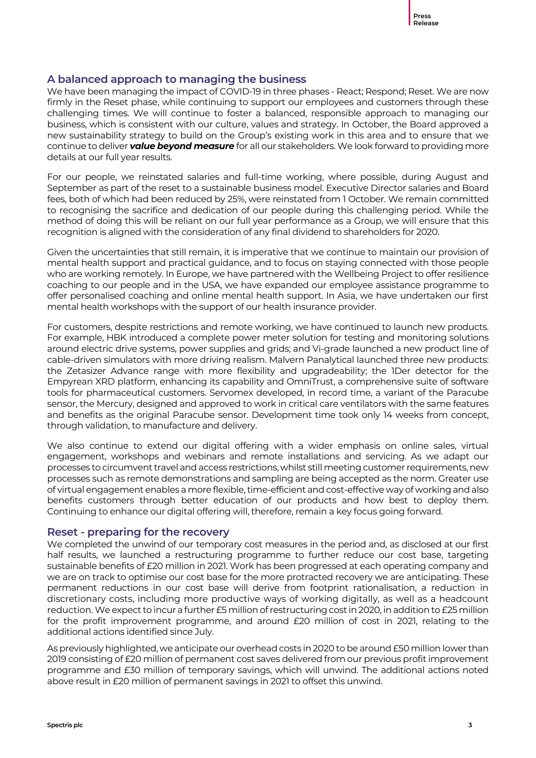## A balanced approach to managing the business

We have been managing the impact of COVID-19 in three phases - React; Respond; Reset. We are now firmly in the Reset phase, while continuing to support our employees and customers through these challenging times. We will continue to foster a balanced, responsible approach to managing our business, which is consistent with our culture, values and strategy. In October, the Board approved a new sustainability strategy to build on the Group's existing work in this area and to ensure that we continue to deliver ***value beyond measure*** for all our stakeholders. We look forward to providing more details at our full year results.

For our people, we reinstated salaries and full-time working, where possible, during August and September as part of the reset to a sustainable business model. Executive Director salaries and Board fees, both of which had been reduced by 25%, were reinstated from 1 October. We remain committed to recognising the sacrifice and dedication of our people during this challenging period. While the method of doing this will be reliant on our full year performance as a Group, we will ensure that this recognition is aligned with the consideration of any final dividend to shareholders for 2020.

Given the uncertainties that still remain, it is imperative that we continue to maintain our provision of mental health support and practical guidance, and to focus on staying connected with those people who are working remotely. In Europe, we have partnered with the Wellbeing Project to offer resilience coaching to our people and in the USA, we have expanded our employee assistance programme to offer personalised coaching and online mental health support. In Asia, we have undertaken our first mental health workshops with the support of our health insurance provider.

For customers, despite restrictions and remote working, we have continued to launch new products. For example, HBK introduced a complete power meter solution for testing and monitoring solutions around electric drive systems, power supplies and grids; and Vi-grade launched a new product line of cable-driven simulators with more driving realism. Malvern Panalytical launched three new products: the Zetasizer Advance range with more flexibility and upgradeability; the 1Der detector for the Empyrean XRD platform, enhancing its capability and OmniTrust, a comprehensive suite of software tools for pharmaceutical customers. Servomex developed, in record time, a variant of the Paracube sensor, the Mercury, designed and approved to work in critical care ventilators with the same features and benefits as the original Paracube sensor. Development time took only 14 weeks from concept, through validation, to manufacture and delivery.

We also continue to extend our digital offering with a wider emphasis on online sales, virtual engagement, workshops and webinars and remote installations and servicing. As we adapt our processes to circumvent travel and access restrictions, whilst still meeting customer requirements, new processes such as remote demonstrations and sampling are being accepted as the norm. Greater use of virtual engagement enables a more flexible, time-efficient and cost-effective way of working and also benefits customers through better education of our products and how best to deploy them. Continuing to enhance our digital offering will, therefore, remain a key focus going forward.

## Reset - preparing for the recovery

We completed the unwind of our temporary cost measures in the period and, as disclosed at our first half results, we launched a restructuring programme to further reduce our cost base, targeting sustainable benefits of £20 million in 2021. Work has been progressed at each operating company and we are on track to optimise our cost base for the more protracted recovery we are anticipating. These permanent reductions in our cost base will derive from footprint rationalisation, a reduction in discretionary costs, including more productive ways of working digitally, as well as a headcount reduction. We expect to incur a further £5 million of restructuring cost in 2020, in addition to £25 million for the profit improvement programme, and around £20 million of cost in 2021, relating to the additional actions identified since July.

As previously highlighted, we anticipate our overhead costs in 2020 to be around £50 million lower than 2019 consisting of £20 million of permanent cost saves delivered from our previous profit improvement programme and £30 million of temporary savings, which will unwind. The additional actions noted above result in £20 million of permanent savings in 2021 to offset this unwind.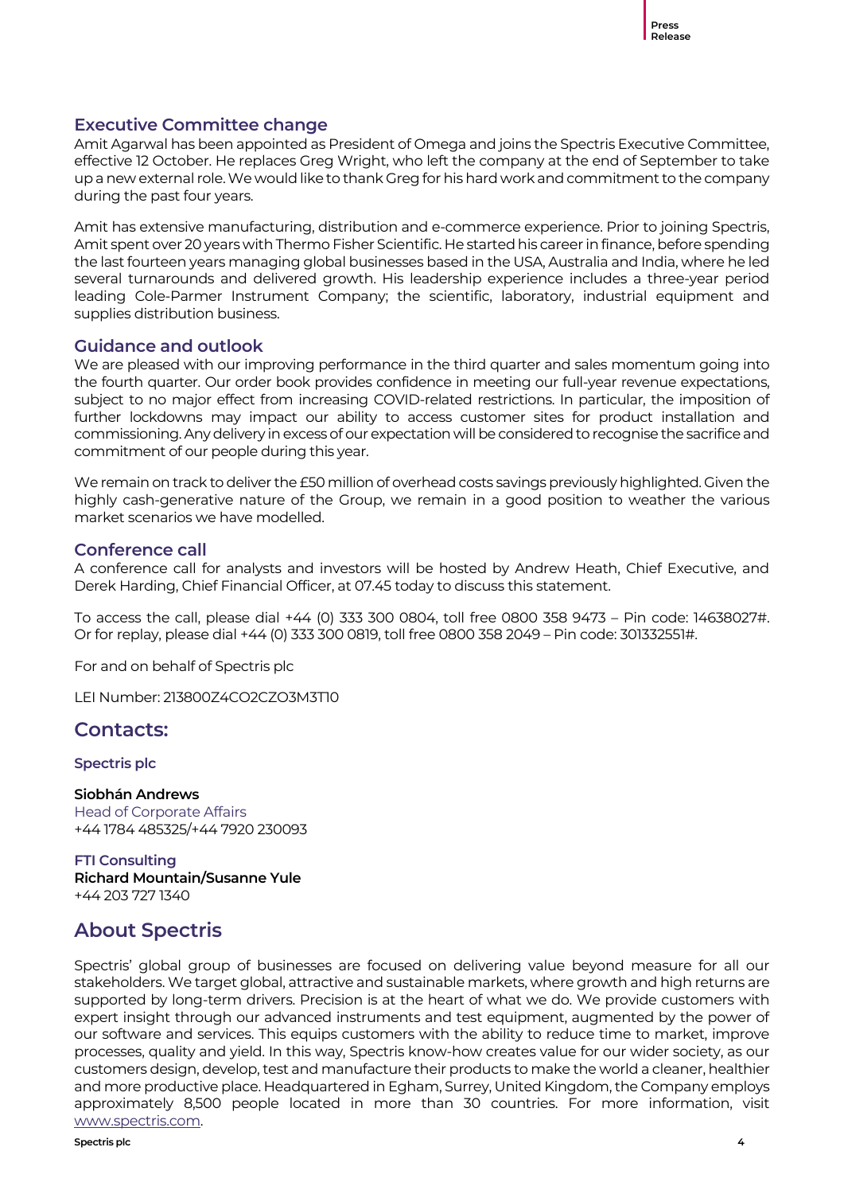## Executive Committee change

Amit Agarwal has been appointed as President of Omega and joins the Spectris Executive Committee, effective 12 October. He replaces Greg Wright, who left the company at the end of September to take up a new external role. We would like to thank Greg for his hard work and commitment to the company during the past four years.

Amit has extensive manufacturing, distribution and e-commerce experience. Prior to joining Spectris, Amit spent over 20 years with Thermo Fisher Scientific. He started his career in finance, before spending the last fourteen years managing global businesses based in the USA, Australia and India, where he led several turnarounds and delivered growth. His leadership experience includes a three-year period leading Cole-Parmer Instrument Company; the scientific, laboratory, industrial equipment and supplies distribution business.

## Guidance and outlook

We are pleased with our improving performance in the third quarter and sales momentum going into the fourth quarter. Our order book provides confidence in meeting our full-year revenue expectations, subject to no major effect from increasing COVID-related restrictions. In particular, the imposition of further lockdowns may impact our ability to access customer sites for product installation and commissioning. Any delivery in excess of our expectation will be considered to recognise the sacrifice and commitment of our people during this year.

We remain on track to deliver the £50 million of overhead costs savings previously highlighted. Given the highly cash-generative nature of the Group, we remain in a good position to weather the various market scenarios we have modelled.

## Conference call

A conference call for analysts and investors will be hosted by Andrew Heath, Chief Executive, and Derek Harding, Chief Financial Officer, at 07.45 today to discuss this statement.

To access the call, please dial +44 (0) 333 300 0804, toll free 0800 358 9473 – Pin code: 14638027#. Or for replay, please dial +44 (0) 333 300 0819, toll free 0800 358 2049 – Pin code: 301332551#.

For and on behalf of Spectris plc

LEI Number: 213800Z4CO2CZO3M3T10

# Contacts:

### Spectris plc

**Siobhán Andrews**
Head of Corporate Affairs
+44 1784 485325/+44 7920 230093

### FTI Consulting

**Richard Mountain/Susanne Yule**
+44 203 727 1340

# About Spectris

Spectris' global group of businesses are focused on delivering value beyond measure for all our stakeholders. We target global, attractive and sustainable markets, where growth and high returns are supported by long-term drivers. Precision is at the heart of what we do. We provide customers with expert insight through our advanced instruments and test equipment, augmented by the power of our software and services. This equips customers with the ability to reduce time to market, improve processes, quality and yield. In this way, Spectris know-how creates value for our wider society, as our customers design, develop, test and manufacture their products to make the world a cleaner, healthier and more productive place. Headquartered in Egham, Surrey, United Kingdom, the Company employs approximately 8,500 people located in more than 30 countries. For more information, visit www.spectris.com.